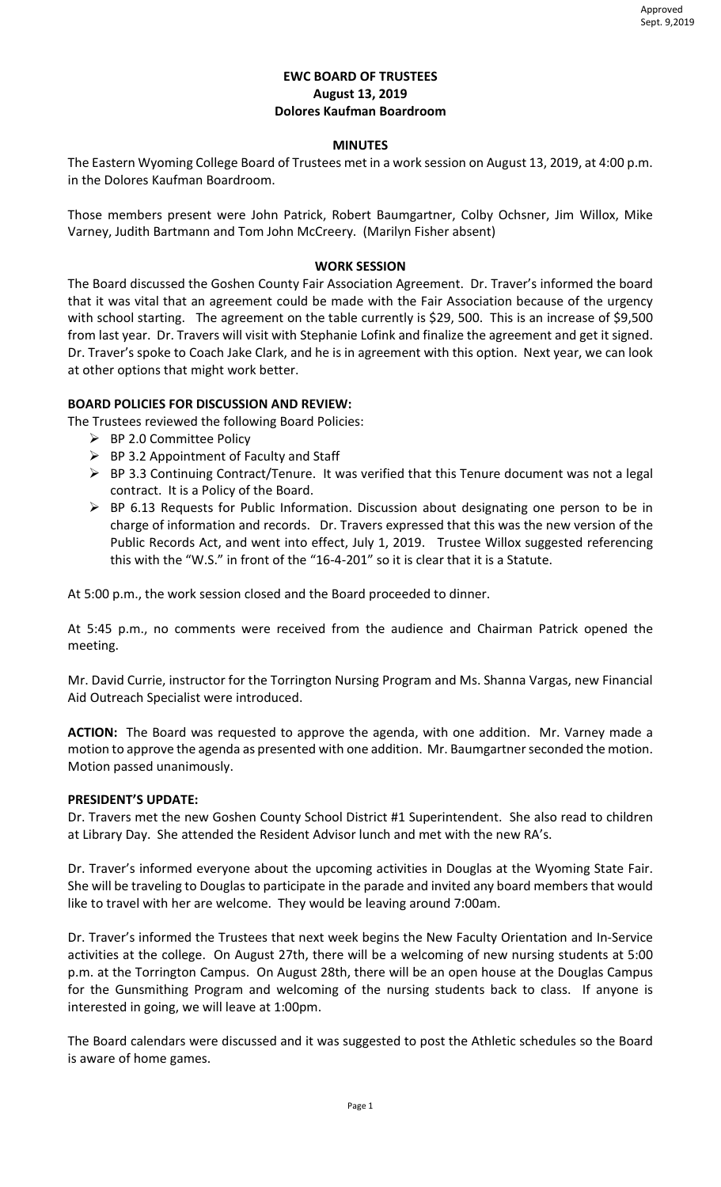Approved
Sept. 9,2019

**EWC BOARD OF TRUSTEES**
**August 13, 2019**
**Dolores Kaufman Boardroom**

**MINUTES**

The Eastern Wyoming College Board of Trustees met in a work session on August 13, 2019, at 4:00 p.m. in the Dolores Kaufman Boardroom.

Those members present were John Patrick, Robert Baumgartner, Colby Ochsner, Jim Willox, Mike Varney, Judith Bartmann and Tom John McCreery. (Marilyn Fisher absent)

**WORK SESSION**

The Board discussed the Goshen County Fair Association Agreement. Dr. Traver's informed the board that it was vital that an agreement could be made with the Fair Association because of the urgency with school starting. The agreement on the table currently is $29, 500. This is an increase of $9,500 from last year. Dr. Travers will visit with Stephanie Lofink and finalize the agreement and get it signed. Dr. Traver's spoke to Coach Jake Clark, and he is in agreement with this option. Next year, we can look at other options that might work better.

**BOARD POLICIES FOR DISCUSSION AND REVIEW:**

The Trustees reviewed the following Board Policies:

- BP 2.0 Committee Policy
- BP 3.2 Appointment of Faculty and Staff
- BP 3.3 Continuing Contract/Tenure. It was verified that this Tenure document was not a legal contract. It is a Policy of the Board.
- BP 6.13 Requests for Public Information. Discussion about designating one person to be in charge of information and records. Dr. Travers expressed that this was the new version of the Public Records Act, and went into effect, July 1, 2019. Trustee Willox suggested referencing this with the "W.S." in front of the "16-4-201" so it is clear that it is a Statute.

At 5:00 p.m., the work session closed and the Board proceeded to dinner.

At 5:45 p.m., no comments were received from the audience and Chairman Patrick opened the meeting.

Mr. David Currie, instructor for the Torrington Nursing Program and Ms. Shanna Vargas, new Financial Aid Outreach Specialist were introduced.

**ACTION:** The Board was requested to approve the agenda, with one addition. Mr. Varney made a motion to approve the agenda as presented with one addition. Mr. Baumgartner seconded the motion. Motion passed unanimously.

**PRESIDENT'S UPDATE:**

Dr. Travers met the new Goshen County School District #1 Superintendent. She also read to children at Library Day. She attended the Resident Advisor lunch and met with the new RA's.

Dr. Traver's informed everyone about the upcoming activities in Douglas at the Wyoming State Fair. She will be traveling to Douglas to participate in the parade and invited any board members that would like to travel with her are welcome. They would be leaving around 7:00am.

Dr. Traver's informed the Trustees that next week begins the New Faculty Orientation and In-Service activities at the college. On August 27th, there will be a welcoming of new nursing students at 5:00 p.m. at the Torrington Campus. On August 28th, there will be an open house at the Douglas Campus for the Gunsmithing Program and welcoming of the nursing students back to class. If anyone is interested in going, we will leave at 1:00pm.

The Board calendars were discussed and it was suggested to post the Athletic schedules so the Board is aware of home games.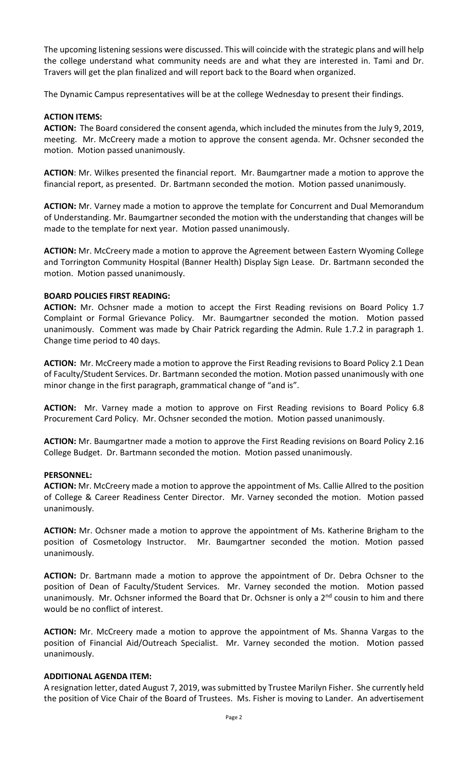The upcoming listening sessions were discussed. This will coincide with the strategic plans and will help the college understand what community needs are and what they are interested in. Tami and Dr. Travers will get the plan finalized and will report back to the Board when organized.

The Dynamic Campus representatives will be at the college Wednesday to present their findings.

**ACTION ITEMS:**

**ACTION:** The Board considered the consent agenda, which included the minutes from the July 9, 2019, meeting. Mr. McCreery made a motion to approve the consent agenda. Mr. Ochsner seconded the motion. Motion passed unanimously.

**ACTION**: Mr. Wilkes presented the financial report. Mr. Baumgartner made a motion to approve the financial report, as presented. Dr. Bartmann seconded the motion. Motion passed unanimously.

**ACTION:** Mr. Varney made a motion to approve the template for Concurrent and Dual Memorandum of Understanding. Mr. Baumgartner seconded the motion with the understanding that changes will be made to the template for next year. Motion passed unanimously.

**ACTION:** Mr. McCreery made a motion to approve the Agreement between Eastern Wyoming College and Torrington Community Hospital (Banner Health) Display Sign Lease. Dr. Bartmann seconded the motion. Motion passed unanimously.

**BOARD POLICIES FIRST READING:**

**ACTION:** Mr. Ochsner made a motion to accept the First Reading revisions on Board Policy 1.7 Complaint or Formal Grievance Policy. Mr. Baumgartner seconded the motion. Motion passed unanimously. Comment was made by Chair Patrick regarding the Admin. Rule 1.7.2 in paragraph 1. Change time period to 40 days.

**ACTION:** Mr. McCreery made a motion to approve the First Reading revisions to Board Policy 2.1 Dean of Faculty/Student Services. Dr. Bartmann seconded the motion. Motion passed unanimously with one minor change in the first paragraph, grammatical change of "and is".

**ACTION:** Mr. Varney made a motion to approve on First Reading revisions to Board Policy 6.8 Procurement Card Policy. Mr. Ochsner seconded the motion. Motion passed unanimously.

**ACTION:** Mr. Baumgartner made a motion to approve the First Reading revisions on Board Policy 2.16 College Budget. Dr. Bartmann seconded the motion. Motion passed unanimously.

**PERSONNEL:**

**ACTION:** Mr. McCreery made a motion to approve the appointment of Ms. Callie Allred to the position of College & Career Readiness Center Director. Mr. Varney seconded the motion. Motion passed unanimously.

**ACTION:** Mr. Ochsner made a motion to approve the appointment of Ms. Katherine Brigham to the position of Cosmetology Instructor. Mr. Baumgartner seconded the motion. Motion passed unanimously.

**ACTION:** Dr. Bartmann made a motion to approve the appointment of Dr. Debra Ochsner to the position of Dean of Faculty/Student Services. Mr. Varney seconded the motion. Motion passed unanimously. Mr. Ochsner informed the Board that Dr. Ochsner is only a 2nd cousin to him and there would be no conflict of interest.

**ACTION:** Mr. McCreery made a motion to approve the appointment of Ms. Shanna Vargas to the position of Financial Aid/Outreach Specialist. Mr. Varney seconded the motion. Motion passed unanimously.

**ADDITIONAL AGENDA ITEM:**

A resignation letter, dated August 7, 2019, was submitted by Trustee Marilyn Fisher. She currently held the position of Vice Chair of the Board of Trustees. Ms. Fisher is moving to Lander. An advertisement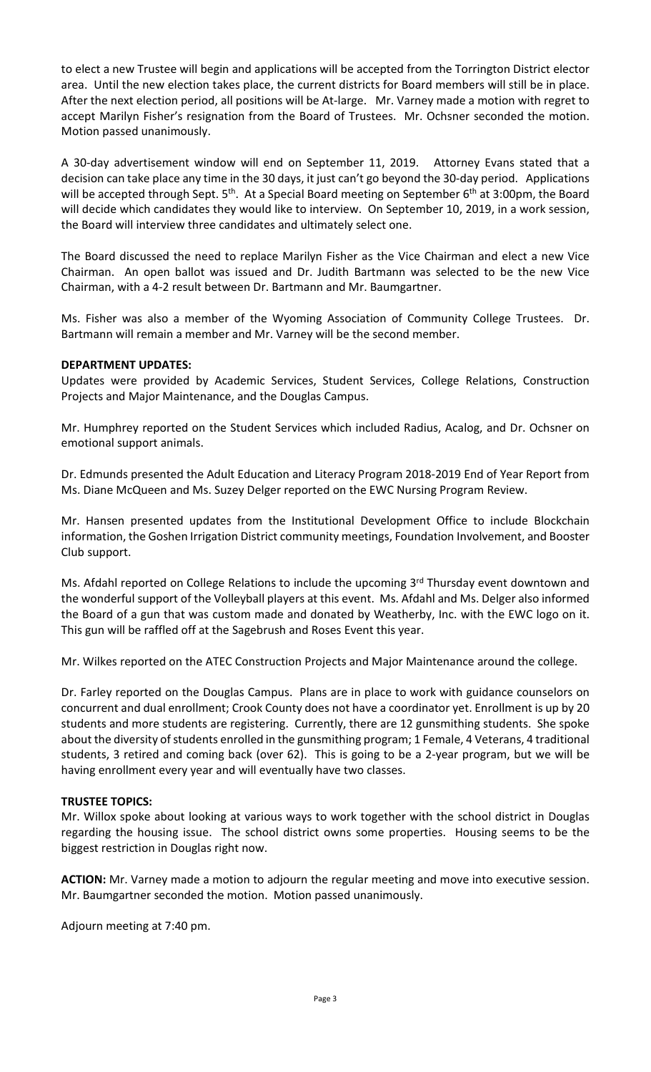to elect a new Trustee will begin and applications will be accepted from the Torrington District elector area. Until the new election takes place, the current districts for Board members will still be in place. After the next election period, all positions will be At-large. Mr. Varney made a motion with regret to accept Marilyn Fisher's resignation from the Board of Trustees. Mr. Ochsner seconded the motion. Motion passed unanimously.

A 30-day advertisement window will end on September 11, 2019. Attorney Evans stated that a decision can take place any time in the 30 days, it just can't go beyond the 30-day period. Applications will be accepted through Sept. 5th. At a Special Board meeting on September 6th at 3:00pm, the Board will decide which candidates they would like to interview. On September 10, 2019, in a work session, the Board will interview three candidates and ultimately select one.

The Board discussed the need to replace Marilyn Fisher as the Vice Chairman and elect a new Vice Chairman. An open ballot was issued and Dr. Judith Bartmann was selected to be the new Vice Chairman, with a 4-2 result between Dr. Bartmann and Mr. Baumgartner.

Ms. Fisher was also a member of the Wyoming Association of Community College Trustees. Dr. Bartmann will remain a member and Mr. Varney will be the second member.

**DEPARTMENT UPDATES:**

Updates were provided by Academic Services, Student Services, College Relations, Construction Projects and Major Maintenance, and the Douglas Campus.

Mr. Humphrey reported on the Student Services which included Radius, Acalog, and Dr. Ochsner on emotional support animals.

Dr. Edmunds presented the Adult Education and Literacy Program 2018-2019 End of Year Report from Ms. Diane McQueen and Ms. Suzey Delger reported on the EWC Nursing Program Review.

Mr. Hansen presented updates from the Institutional Development Office to include Blockchain information, the Goshen Irrigation District community meetings, Foundation Involvement, and Booster Club support.

Ms. Afdahl reported on College Relations to include the upcoming 3rd Thursday event downtown and the wonderful support of the Volleyball players at this event. Ms. Afdahl and Ms. Delger also informed the Board of a gun that was custom made and donated by Weatherby, Inc. with the EWC logo on it. This gun will be raffled off at the Sagebrush and Roses Event this year.

Mr. Wilkes reported on the ATEC Construction Projects and Major Maintenance around the college.

Dr. Farley reported on the Douglas Campus. Plans are in place to work with guidance counselors on concurrent and dual enrollment; Crook County does not have a coordinator yet. Enrollment is up by 20 students and more students are registering. Currently, there are 12 gunsmithing students. She spoke about the diversity of students enrolled in the gunsmithing program; 1 Female, 4 Veterans, 4 traditional students, 3 retired and coming back (over 62). This is going to be a 2-year program, but we will be having enrollment every year and will eventually have two classes.

**TRUSTEE TOPICS:**

Mr. Willox spoke about looking at various ways to work together with the school district in Douglas regarding the housing issue. The school district owns some properties. Housing seems to be the biggest restriction in Douglas right now.

**ACTION:** Mr. Varney made a motion to adjourn the regular meeting and move into executive session. Mr. Baumgartner seconded the motion. Motion passed unanimously.

Adjourn meeting at 7:40 pm.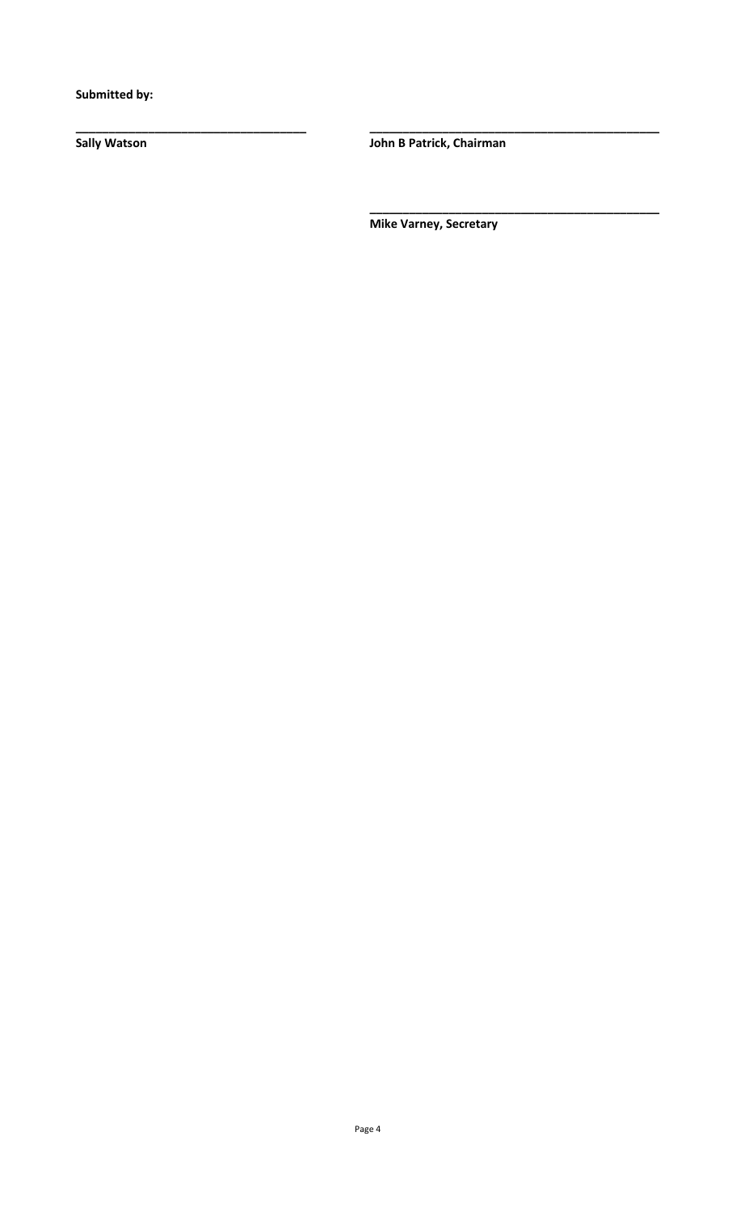**Submitted by:**

\_\_\_\_\_\_\_\_\_\_\_\_\_\_\_\_\_\_\_\_\_\_\_\_\_\_\_\_\_\_\_\_\_\_\_
**Sally Watson**

\_\_\_\_\_\_\_\_\_\_\_\_\_\_\_\_\_\_\_\_\_\_\_\_\_\_\_\_\_\_\_\_\_\_\_\_\_\_\_\_\_\_\_\_\_
**John B Patrick, Chairman**

\_\_\_\_\_\_\_\_\_\_\_\_\_\_\_\_\_\_\_\_\_\_\_\_\_\_\_\_\_\_\_\_\_\_\_\_\_\_\_\_\_\_\_\_\_
**Mike Varney, Secretary**